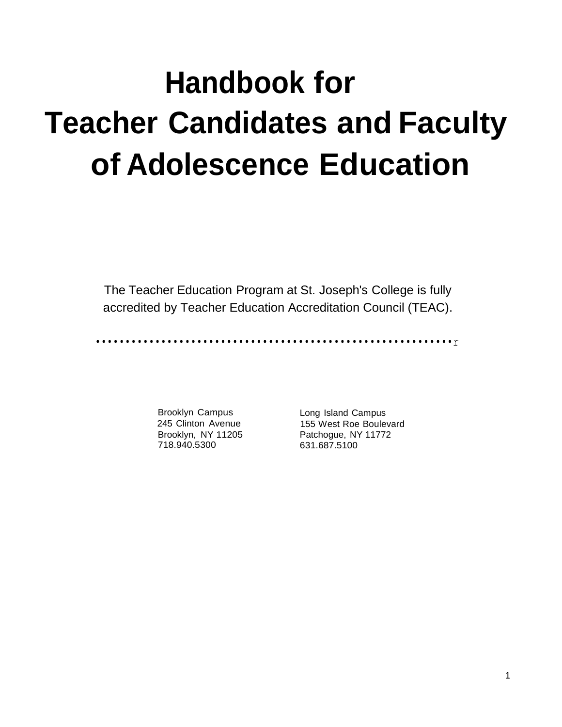# Handbook for Teacher Candidates and Faculty of Adolescence Education

The Teacher Education Program at St. Joseph's College is fully accredited by Teacher Education Accreditation Council (TEAC).

Brooklyn Campus
245 Clinton Avenue
Brooklyn, NY 11205
718.940.5300

Long Island Campus
155 West Roe Boulevard
Patchogue, NY 11772
631.687.5100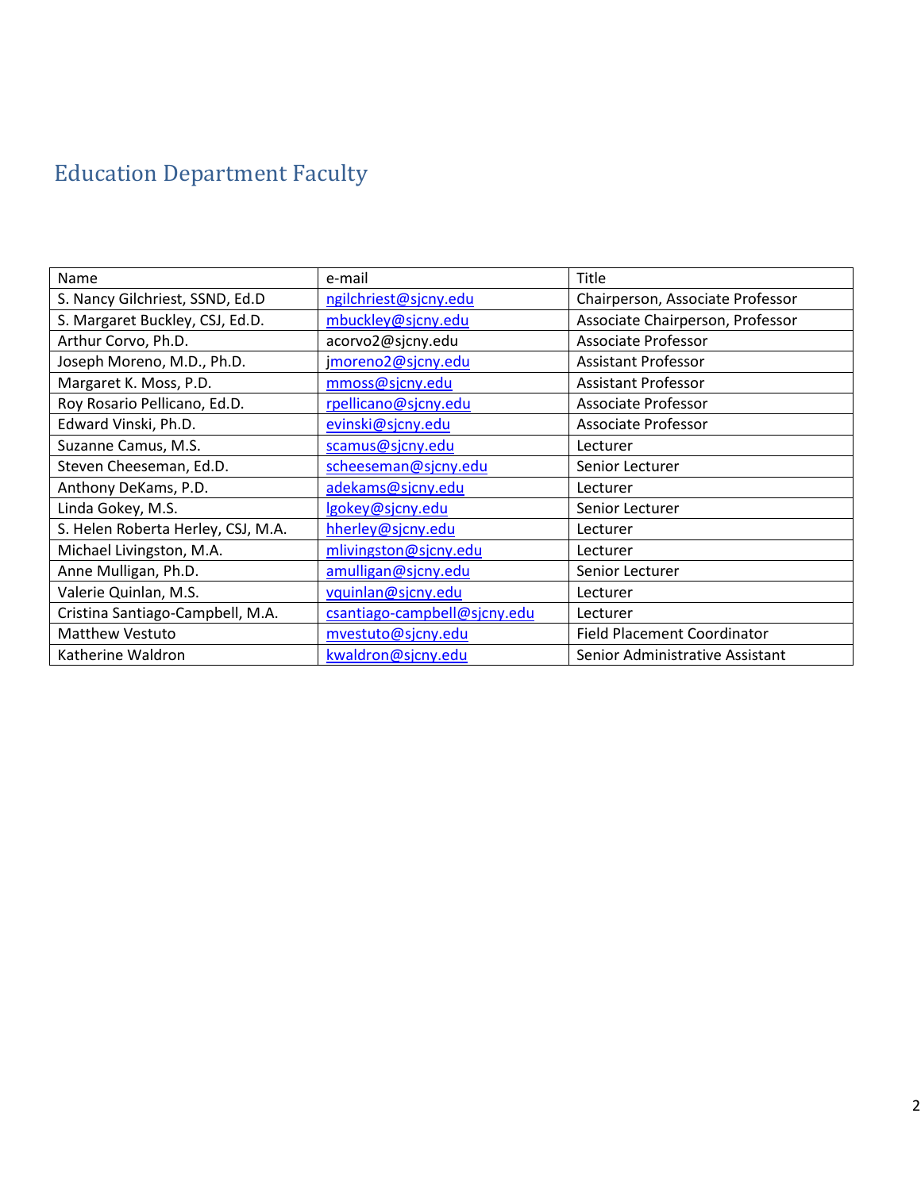## Education Department Faculty

| Name | e-mail | Title |
|---|---|---|
| S. Nancy Gilchriest, SSND, Ed.D | ngilchriest@sjcny.edu | Chairperson, Associate Professor |
| S. Margaret Buckley, CSJ, Ed.D. | mbuckley@sjcny.edu | Associate Chairperson, Professor |
| Arthur Corvo, Ph.D. | acorvo2@sjcny.edu | Associate Professor |
| Joseph Moreno, M.D., Ph.D. | jmoreno2@sjcny.edu | Assistant Professor |
| Margaret K. Moss, P.D. | mmoss@sjcny.edu | Assistant Professor |
| Roy Rosario Pellicano, Ed.D. | rpellicano@sjcny.edu | Associate Professor |
| Edward Vinski, Ph.D. | evinski@sjcny.edu | Associate Professor |
| Suzanne Camus, M.S. | scamus@sjcny.edu | Lecturer |
| Steven Cheeseman, Ed.D. | scheeseman@sjcny.edu | Senior Lecturer |
| Anthony DeKams, P.D. | adekams@sjcny.edu | Lecturer |
| Linda Gokey, M.S. | lgokey@sjcny.edu | Senior Lecturer |
| S. Helen Roberta Herley, CSJ, M.A. | hherley@sjcny.edu | Lecturer |
| Michael Livingston, M.A. | mlivingston@sjcny.edu | Lecturer |
| Anne Mulligan, Ph.D. | amulligan@sjcny.edu | Senior Lecturer |
| Valerie Quinlan, M.S. | vquinlan@sjcny.edu | Lecturer |
| Cristina Santiago-Campbell, M.A. | csantiago-campbell@sjcny.edu | Lecturer |
| Matthew Vestuto | mvestuto@sjcny.edu | Field Placement Coordinator |
| Katherine Waldron | kwaldron@sjcny.edu | Senior Administrative Assistant |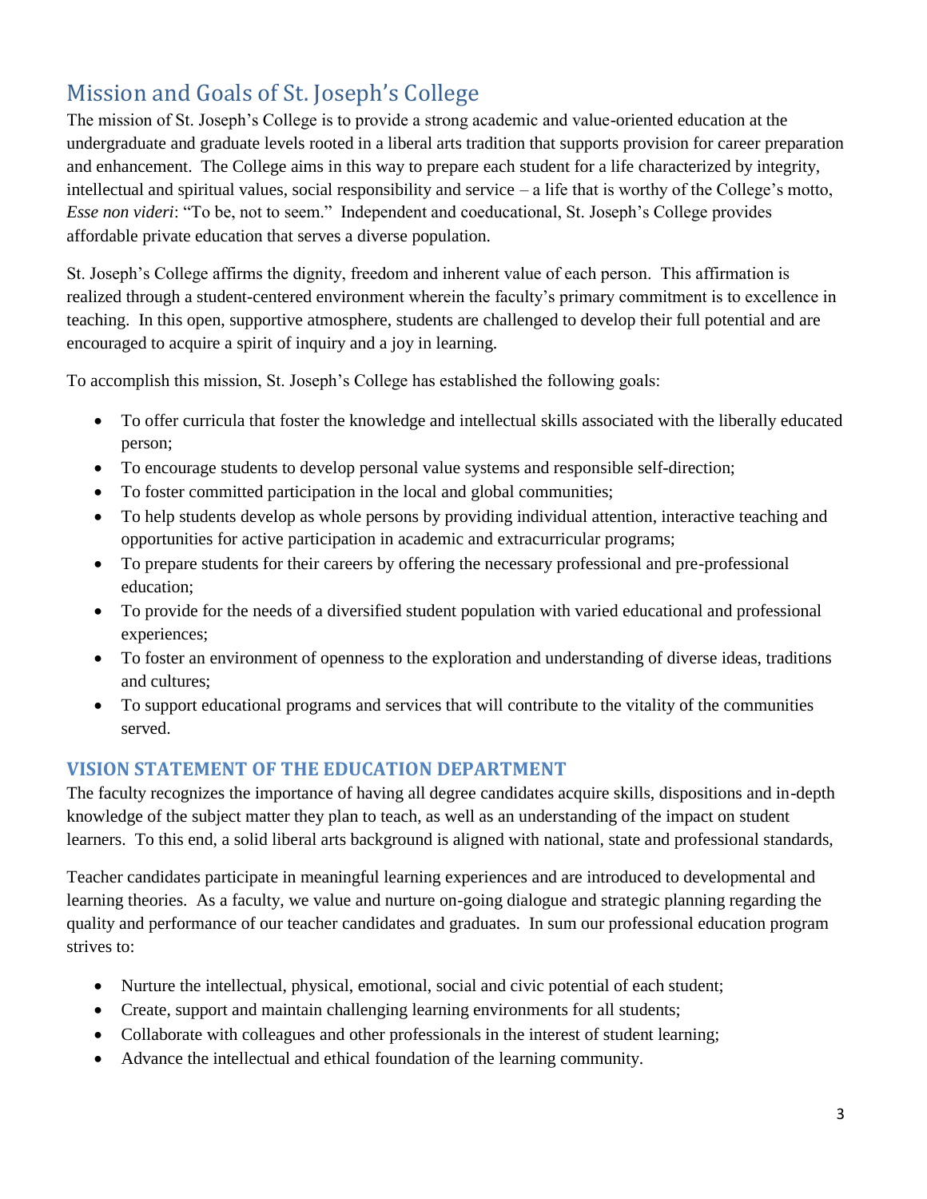# Mission and Goals of St. Joseph's College

The mission of St. Joseph's College is to provide a strong academic and value-oriented education at the undergraduate and graduate levels rooted in a liberal arts tradition that supports provision for career preparation and enhancement. The College aims in this way to prepare each student for a life characterized by integrity, intellectual and spiritual values, social responsibility and service – a life that is worthy of the College's motto, *Esse non videri*: "To be, not to seem." Independent and coeducational, St. Joseph's College provides affordable private education that serves a diverse population.

St. Joseph's College affirms the dignity, freedom and inherent value of each person. This affirmation is realized through a student-centered environment wherein the faculty's primary commitment is to excellence in teaching. In this open, supportive atmosphere, students are challenged to develop their full potential and are encouraged to acquire a spirit of inquiry and a joy in learning.

To accomplish this mission, St. Joseph's College has established the following goals:

- To offer curricula that foster the knowledge and intellectual skills associated with the liberally educated person;
- To encourage students to develop personal value systems and responsible self-direction;
- To foster committed participation in the local and global communities;
- To help students develop as whole persons by providing individual attention, interactive teaching and opportunities for active participation in academic and extracurricular programs;
- To prepare students for their careers by offering the necessary professional and pre-professional education;
- To provide for the needs of a diversified student population with varied educational and professional experiences;
- To foster an environment of openness to the exploration and understanding of diverse ideas, traditions and cultures;
- To support educational programs and services that will contribute to the vitality of the communities served.

## VISION STATEMENT OF THE EDUCATION DEPARTMENT

The faculty recognizes the importance of having all degree candidates acquire skills, dispositions and in-depth knowledge of the subject matter they plan to teach, as well as an understanding of the impact on student learners. To this end, a solid liberal arts background is aligned with national, state and professional standards,

Teacher candidates participate in meaningful learning experiences and are introduced to developmental and learning theories. As a faculty, we value and nurture on-going dialogue and strategic planning regarding the quality and performance of our teacher candidates and graduates. In sum our professional education program strives to:

- Nurture the intellectual, physical, emotional, social and civic potential of each student;
- Create, support and maintain challenging learning environments for all students;
- Collaborate with colleagues and other professionals in the interest of student learning;
- Advance the intellectual and ethical foundation of the learning community.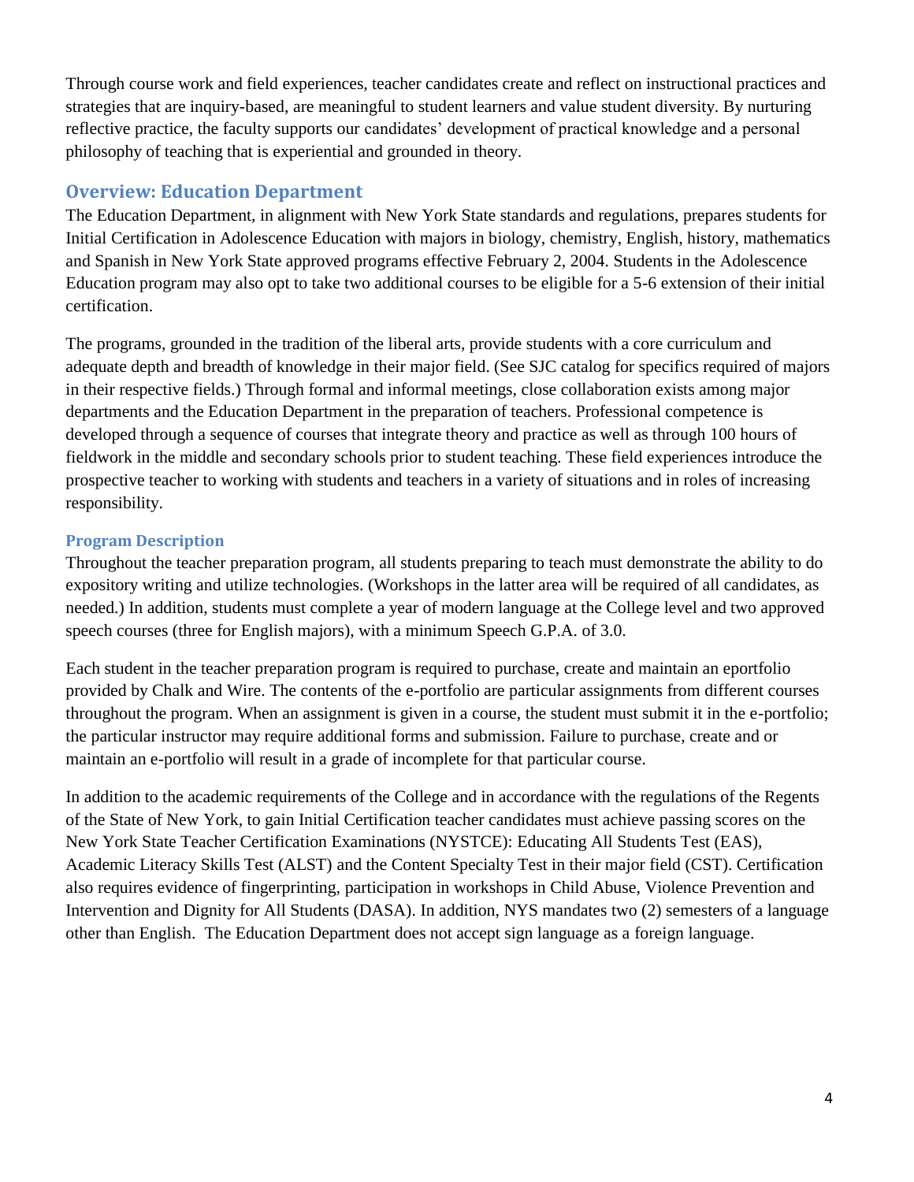Through course work and field experiences, teacher candidates create and reflect on instructional practices and strategies that are inquiry-based, are meaningful to student learners and value student diversity. By nurturing reflective practice, the faculty supports our candidates' development of practical knowledge and a personal philosophy of teaching that is experiential and grounded in theory.

## Overview: Education Department

The Education Department, in alignment with New York State standards and regulations, prepares students for Initial Certification in Adolescence Education with majors in biology, chemistry, English, history, mathematics and Spanish in New York State approved programs effective February 2, 2004. Students in the Adolescence Education program may also opt to take two additional courses to be eligible for a 5-6 extension of their initial certification.

The programs, grounded in the tradition of the liberal arts, provide students with a core curriculum and adequate depth and breadth of knowledge in their major field. (See SJC catalog for specifics required of majors in their respective fields.) Through formal and informal meetings, close collaboration exists among major departments and the Education Department in the preparation of teachers. Professional competence is developed through a sequence of courses that integrate theory and practice as well as through 100 hours of fieldwork in the middle and secondary schools prior to student teaching. These field experiences introduce the prospective teacher to working with students and teachers in a variety of situations and in roles of increasing responsibility.

### Program Description

Throughout the teacher preparation program, all students preparing to teach must demonstrate the ability to do expository writing and utilize technologies. (Workshops in the latter area will be required of all candidates, as needed.) In addition, students must complete a year of modern language at the College level and two approved speech courses (three for English majors), with a minimum Speech G.P.A. of 3.0.

Each student in the teacher preparation program is required to purchase, create and maintain an eportfolio provided by Chalk and Wire. The contents of the e-portfolio are particular assignments from different courses throughout the program. When an assignment is given in a course, the student must submit it in the e-portfolio; the particular instructor may require additional forms and submission. Failure to purchase, create and or maintain an e-portfolio will result in a grade of incomplete for that particular course.

In addition to the academic requirements of the College and in accordance with the regulations of the Regents of the State of New York, to gain Initial Certification teacher candidates must achieve passing scores on the New York State Teacher Certification Examinations (NYSTCE): Educating All Students Test (EAS), Academic Literacy Skills Test (ALST) and the Content Specialty Test in their major field (CST). Certification also requires evidence of fingerprinting, participation in workshops in Child Abuse, Violence Prevention and Intervention and Dignity for All Students (DASA). In addition, NYS mandates two (2) semesters of a language other than English. The Education Department does not accept sign language as a foreign language.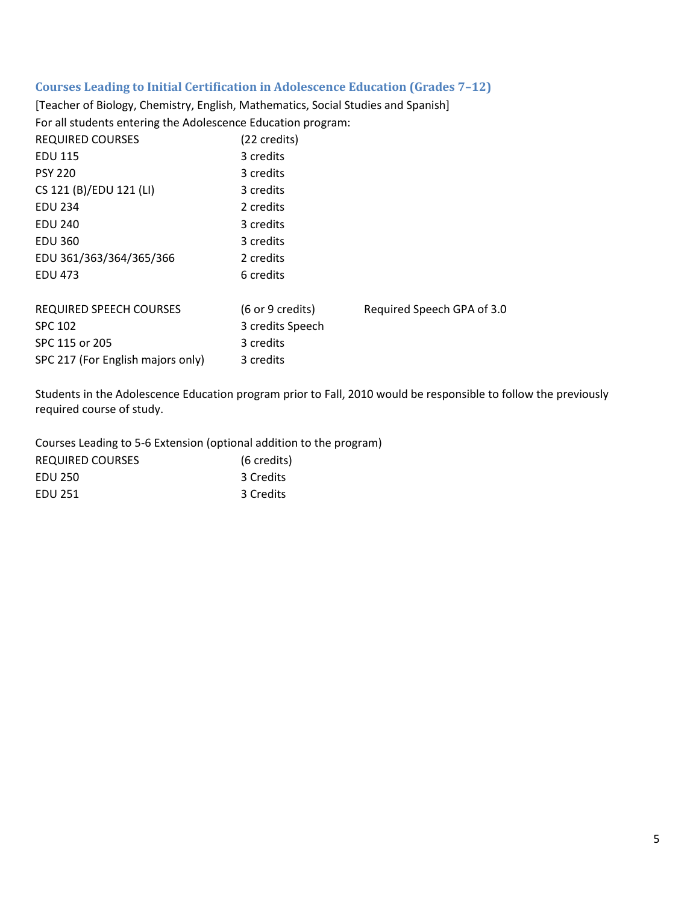### Courses Leading to Initial Certification in Adolescence Education (Grades 7–12)

[Teacher of Biology, Chemistry, English, Mathematics, Social Studies and Spanish]

For all students entering the Adolescence Education program:

| REQUIRED COURSES | (22 credits) |
|---|---|
| EDU 115 | 3 credits |
| PSY 220 | 3 credits |
| CS 121 (B)/EDU 121 (LI) | 3 credits |
| EDU 234 | 2 credits |
| EDU 240 | 3 credits |
| EDU 360 | 3 credits |
| EDU 361/363/364/365/366 | 2 credits |
| EDU 473 | 6 credits |

| REQUIRED SPEECH COURSES | (6 or 9 credits) | Required Speech GPA of 3.0 |
|---|---|---|
| SPC 102 | 3 credits Speech | |
| SPC 115 or 205 | 3 credits | |
| SPC 217 (For English majors only) | 3 credits | |

Students in the Adolescence Education program prior to Fall, 2010 would be responsible to follow the previously required course of study.

Courses Leading to 5-6 Extension (optional addition to the program)

| REQUIRED COURSES | (6 credits) |
|---|---|
| EDU 250 | 3 Credits |
| EDU 251 | 3 Credits |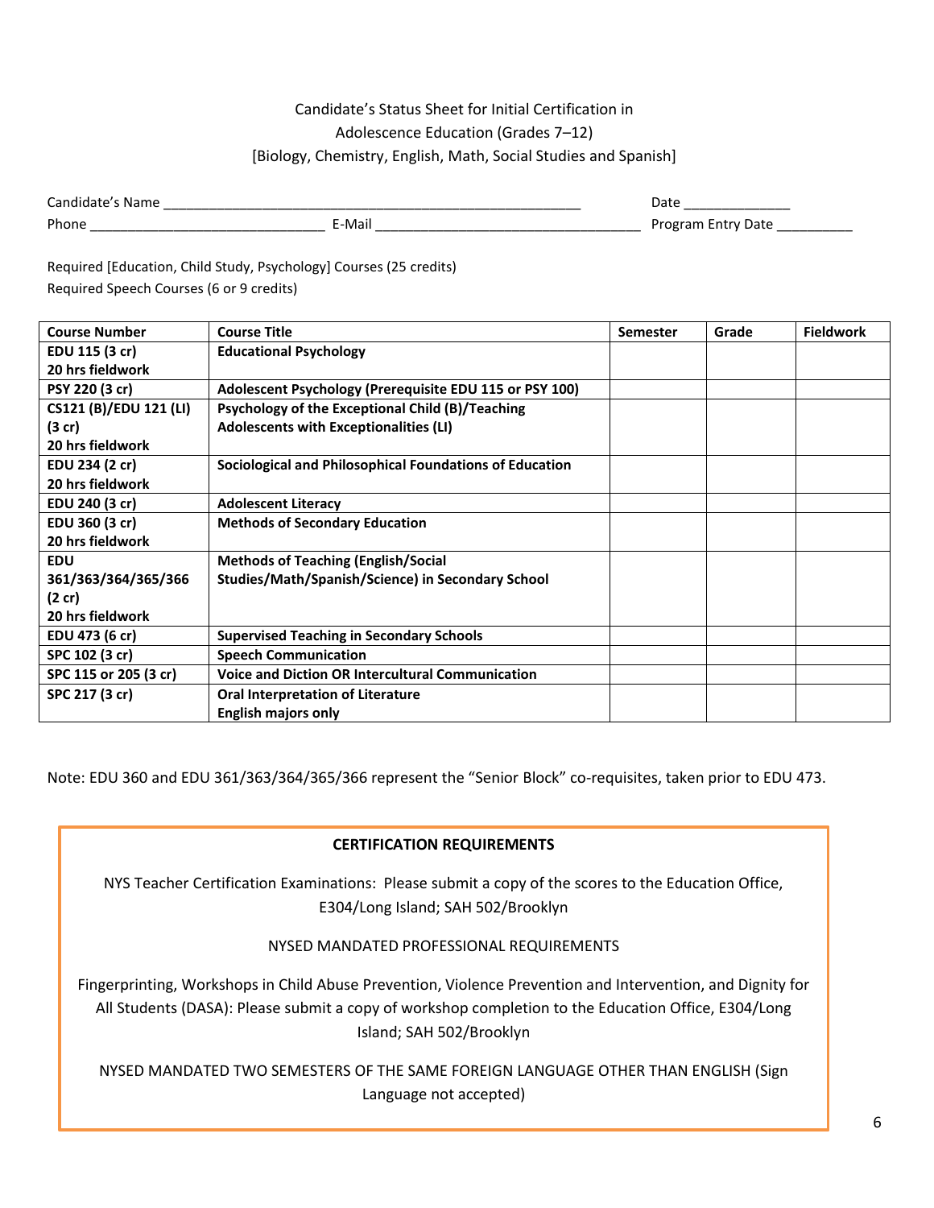Candidate's Status Sheet for Initial Certification in
Adolescence Education (Grades 7–12)
[Biology, Chemistry, English, Math, Social Studies and Spanish]

Candidate's Name ________________________________________________________ Date ______________

Phone ________________________________ E-Mail ____________________________________ Program Entry Date __________

Required [Education, Child Study, Psychology] Courses (25 credits)

Required Speech Courses (6 or 9 credits)

| Course Number | Course Title | Semester | Grade | Fieldwork |
|---|---|---|---|---|
| **EDU 115 (3 cr)**<br>**20 hrs fieldwork** | **Educational Psychology** | | | |
| **PSY 220 (3 cr)** | **Adolescent Psychology (Prerequisite EDU 115 or PSY 100)** | | | |
| **CS121 (B)/EDU 121 (LI) (3 cr)**<br>**20 hrs fieldwork** | **Psychology of the Exceptional Child (B)/Teaching Adolescents with Exceptionalities (LI)** | | | |
| **EDU 234 (2 cr)**<br>**20 hrs fieldwork** | **Sociological and Philosophical Foundations of Education** | | | |
| **EDU 240 (3 cr)** | **Adolescent Literacy** | | | |
| **EDU 360 (3 cr)**<br>**20 hrs fieldwork** | **Methods of Secondary Education** | | | |
| **EDU 361/363/364/365/366 (2 cr)**<br>**20 hrs fieldwork** | **Methods of Teaching (English/Social Studies/Math/Spanish/Science) in Secondary School** | | | |
| **EDU 473 (6 cr)** | **Supervised Teaching in Secondary Schools** | | | |
| **SPC 102 (3 cr)** | **Speech Communication** | | | |
| **SPC 115 or 205 (3 cr)** | **Voice and Diction OR Intercultural Communication** | | | |
| **SPC 217 (3 cr)** | **Oral Interpretation of Literature**<br>**English majors only** | | | |

Note: EDU 360 and EDU 361/363/364/365/366 represent the "Senior Block" co-requisites, taken prior to EDU 473.

**CERTIFICATION REQUIREMENTS**

NYS Teacher Certification Examinations: Please submit a copy of the scores to the Education Office, E304/Long Island; SAH 502/Brooklyn

NYSED MANDATED PROFESSIONAL REQUIREMENTS

Fingerprinting, Workshops in Child Abuse Prevention, Violence Prevention and Intervention, and Dignity for All Students (DASA): Please submit a copy of workshop completion to the Education Office, E304/Long Island; SAH 502/Brooklyn

NYSED MANDATED TWO SEMESTERS OF THE SAME FOREIGN LANGUAGE OTHER THAN ENGLISH (Sign Language not accepted)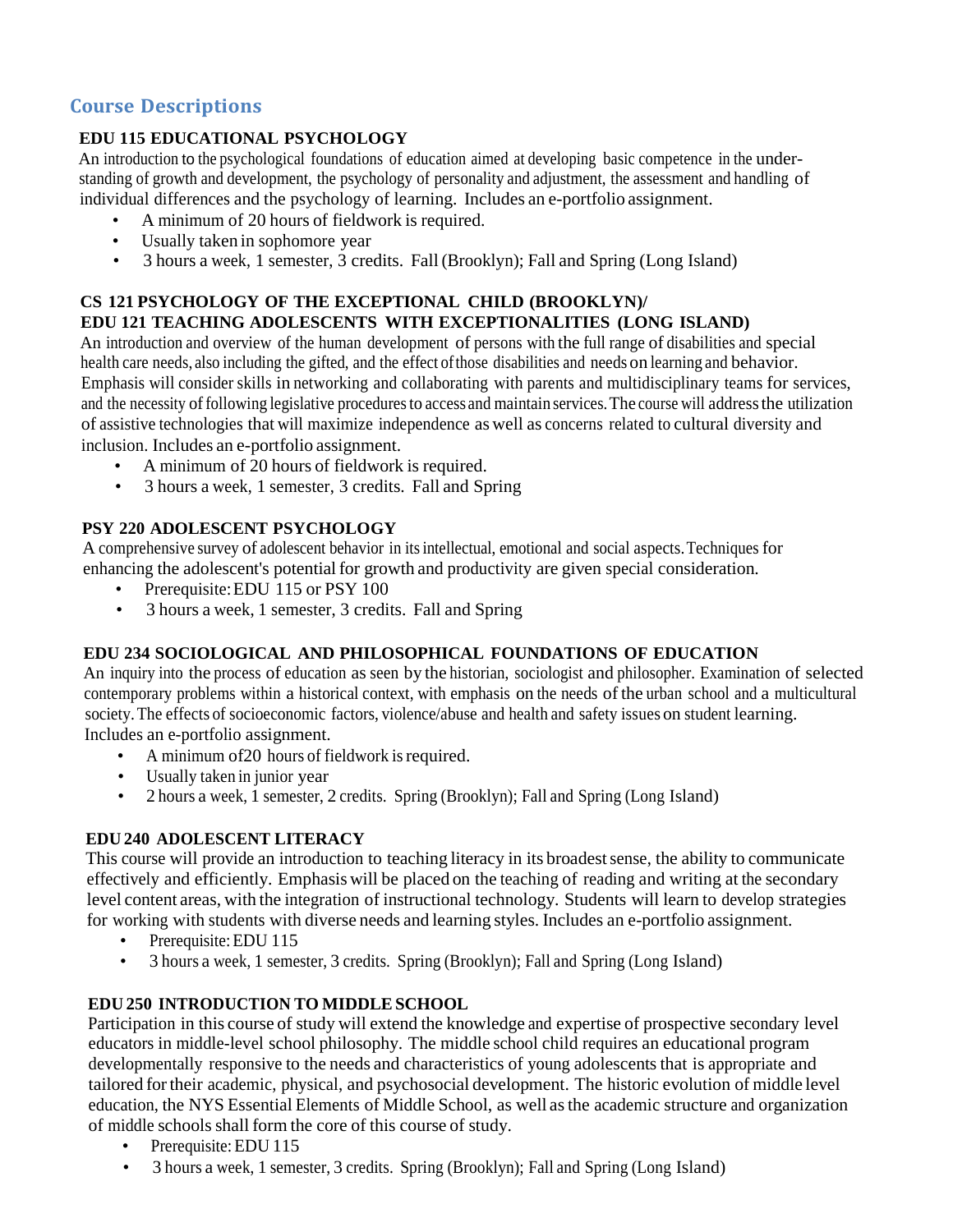## Course Descriptions

### EDU 115 EDUCATIONAL PSYCHOLOGY

An introduction to the psychological foundations of education aimed at developing basic competence in the understanding of growth and development, the psychology of personality and adjustment, the assessment and handling of individual differences and the psychology of learning. Includes an e-portfolio assignment.

- A minimum of 20 hours of fieldwork is required.
- Usually taken in sophomore year
- 3 hours a week, 1 semester, 3 credits. Fall (Brooklyn); Fall and Spring (Long Island)

### CS 121 PSYCHOLOGY OF THE EXCEPTIONAL CHILD (BROOKLYN)/ EDU 121 TEACHING ADOLESCENTS WITH EXCEPTIONALITIES (LONG ISLAND)

An introduction and overview of the human development of persons with the full range of disabilities and special health care needs, also including the gifted, and the effect of those disabilities and needs on learning and behavior. Emphasis will consider skills in networking and collaborating with parents and multidisciplinary teams for services, and the necessity of following legislative procedures to access and maintain services. The course will address the utilization of assistive technologies that will maximize independence as well as concerns related to cultural diversity and inclusion. Includes an e-portfolio assignment.

- A minimum of 20 hours of fieldwork is required.
- 3 hours a week, 1 semester, 3 credits. Fall and Spring

### PSY 220 ADOLESCENT PSYCHOLOGY

A comprehensive survey of adolescent behavior in its intellectual, emotional and social aspects. Techniques for enhancing the adolescent's potential for growth and productivity are given special consideration.

- Prerequisite: EDU 115 or PSY 100
- 3 hours a week, 1 semester, 3 credits. Fall and Spring

### EDU 234 SOCIOLOGICAL AND PHILOSOPHICAL FOUNDATIONS OF EDUCATION

An inquiry into the process of education as seen by the historian, sociologist and philosopher. Examination of selected contemporary problems within a historical context, with emphasis on the needs of the urban school and a multicultural society. The effects of socioeconomic factors, violence/abuse and health and safety issues on student learning. Includes an e-portfolio assignment.

- A minimum of20 hours of fieldwork is required.
- Usually taken in junior year
- 2 hours a week, 1 semester, 2 credits. Spring (Brooklyn); Fall and Spring (Long Island)

### EDU 240 ADOLESCENT LITERACY

This course will provide an introduction to teaching literacy in its broadest sense, the ability to communicate effectively and efficiently. Emphasis will be placed on the teaching of reading and writing at the secondary level content areas, with the integration of instructional technology. Students will learn to develop strategies for working with students with diverse needs and learning styles. Includes an e-portfolio assignment.

- Prerequisite: EDU 115
- 3 hours a week, 1 semester, 3 credits. Spring (Brooklyn); Fall and Spring (Long Island)

### EDU 250 INTRODUCTION TO MIDDLE SCHOOL

Participation in this course of study will extend the knowledge and expertise of prospective secondary level educators in middle-level school philosophy. The middle school child requires an educational program developmentally responsive to the needs and characteristics of young adolescents that is appropriate and tailored for their academic, physical, and psychosocial development. The historic evolution of middle level education, the NYS Essential Elements of Middle School, as well as the academic structure and organization of middle schools shall form the core of this course of study.

- Prerequisite: EDU 115
- 3 hours a week, 1 semester, 3 credits. Spring (Brooklyn); Fall and Spring (Long Island)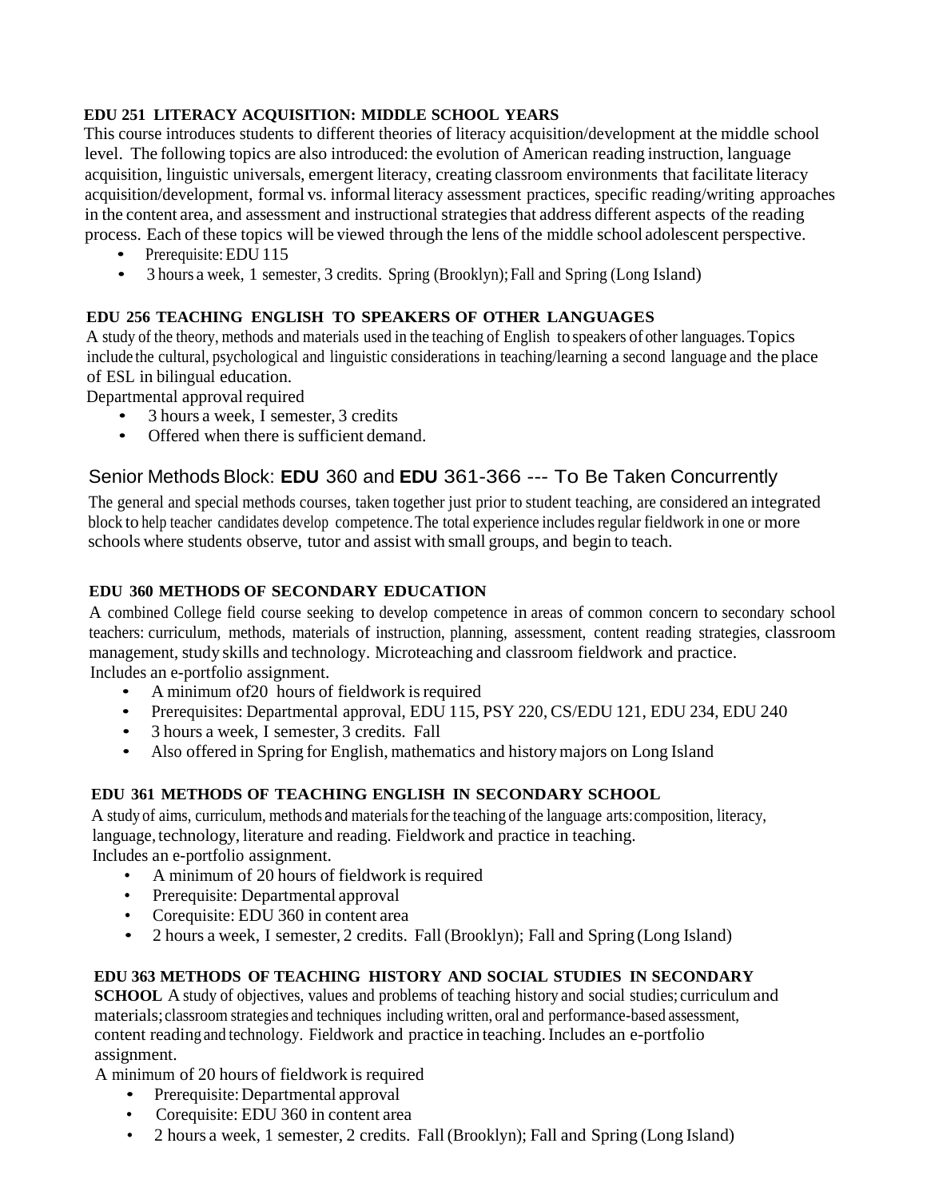### EDU 251 LITERACY ACQUISITION: MIDDLE SCHOOL YEARS

This course introduces students to different theories of literacy acquisition/development at the middle school level. The following topics are also introduced: the evolution of American reading instruction, language acquisition, linguistic universals, emergent literacy, creating classroom environments that facilitate literacy acquisition/development, formal vs. informal literacy assessment practices, specific reading/writing approaches in the content area, and assessment and instructional strategies that address different aspects of the reading process. Each of these topics will be viewed through the lens of the middle school adolescent perspective.

- Prerequisite: EDU 115
- 3 hours a week, 1 semester, 3 credits. Spring (Brooklyn); Fall and Spring (Long Island)

### EDU 256 TEACHING ENGLISH TO SPEAKERS OF OTHER LANGUAGES

A study of the theory, methods and materials used in the teaching of English to speakers of other languages. Topics include the cultural, psychological and linguistic considerations in teaching/learning a second language and the place of ESL in bilingual education.

Departmental approval required

- 3 hours a week, I semester, 3 credits
- Offered when there is sufficient demand.

## Senior Methods Block: **EDU** 360 and **EDU** 361-366 --- To Be Taken Concurrently

The general and special methods courses, taken together just prior to student teaching, are considered an integrated block to help teacher candidates develop competence. The total experience includes regular fieldwork in one or more schools where students observe, tutor and assist with small groups, and begin to teach.

### EDU 360 METHODS OF SECONDARY EDUCATION

A combined College field course seeking to develop competence in areas of common concern to secondary school teachers: curriculum, methods, materials of instruction, planning, assessment, content reading strategies, classroom management, study skills and technology. Microteaching and classroom fieldwork and practice.
Includes an e-portfolio assignment.

- A minimum of20 hours of fieldwork is required
- Prerequisites: Departmental approval, EDU 115, PSY 220, CS/EDU 121, EDU 234, EDU 240
- 3 hours a week, I semester, 3 credits. Fall
- Also offered in Spring for English, mathematics and history majors on Long Island

### EDU 361 METHODS OF TEACHING ENGLISH IN SECONDARY SCHOOL

A study of aims, curriculum, methods and materials for the teaching of the language arts: composition, literacy, language, technology, literature and reading. Fieldwork and practice in teaching.
Includes an e-portfolio assignment.

- A minimum of 20 hours of fieldwork is required
- Prerequisite: Departmental approval
- Corequisite: EDU 360 in content area
- 2 hours a week, I semester, 2 credits. Fall (Brooklyn); Fall and Spring (Long Island)

### EDU 363 METHODS OF TEACHING HISTORY AND SOCIAL STUDIES IN SECONDARY SCHOOL

A study of objectives, values and problems of teaching history and social studies; curriculum and materials; classroom strategies and techniques including written, oral and performance-based assessment, content reading and technology. Fieldwork and practice in teaching. Includes an e-portfolio assignment.

A minimum of 20 hours of fieldwork is required

- Prerequisite: Departmental approval
- Corequisite: EDU 360 in content area
- 2 hours a week, 1 semester, 2 credits. Fall (Brooklyn); Fall and Spring (Long Island)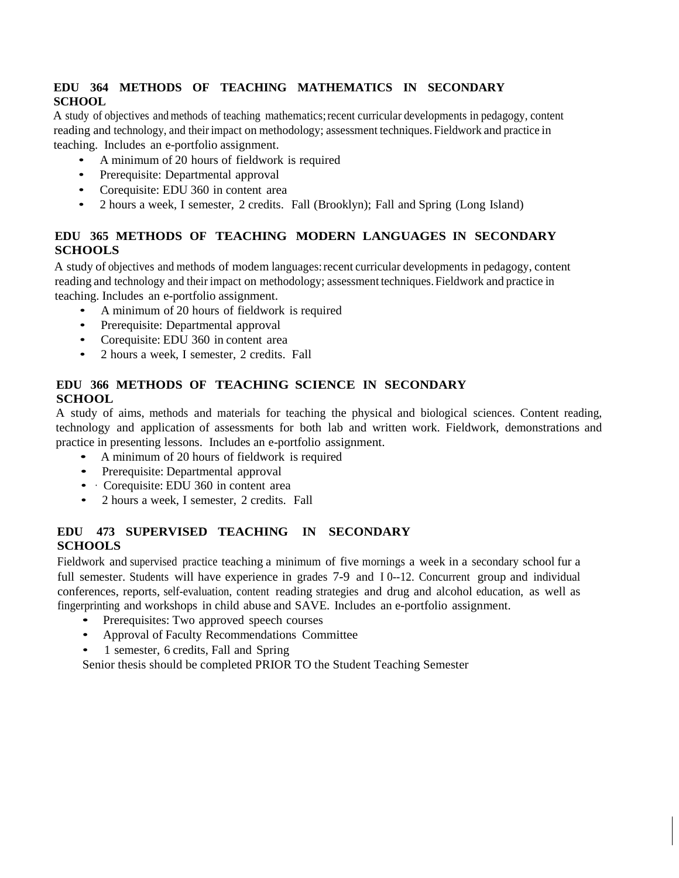**EDU 364 METHODS OF TEACHING MATHEMATICS IN SECONDARY SCHOOL**

A study of objectives and methods of teaching mathematics; recent curricular developments in pedagogy, content reading and technology, and their impact on methodology; assessment techniques. Fieldwork and practice in teaching. Includes an e-portfolio assignment.

- A minimum of 20 hours of fieldwork is required
- Prerequisite: Departmental approval
- Corequisite: EDU 360 in content area
- 2 hours a week, I semester, 2 credits. Fall (Brooklyn); Fall and Spring (Long Island)

**EDU 365 METHODS OF TEACHING MODERN LANGUAGES IN SECONDARY SCHOOLS**

A study of objectives and methods of modem languages: recent curricular developments in pedagogy, content reading and technology and their impact on methodology; assessment techniques. Fieldwork and practice in teaching. Includes an e-portfolio assignment.

- A minimum of 20 hours of fieldwork is required
- Prerequisite: Departmental approval
- Corequisite: EDU 360 in content area
- 2 hours a week, I semester, 2 credits. Fall

**EDU 366 METHODS OF TEACHING SCIENCE IN SECONDARY SCHOOL**

A study of aims, methods and materials for teaching the physical and biological sciences. Content reading, technology and application of assessments for both lab and written work. Fieldwork, demonstrations and practice in presenting lessons. Includes an e-portfolio assignment.

- A minimum of 20 hours of fieldwork is required
- Prerequisite: Departmental approval
- Corequisite: EDU 360 in content area
- 2 hours a week, I semester, 2 credits. Fall

**EDU 473 SUPERVISED TEACHING IN SECONDARY SCHOOLS**

Fieldwork and supervised practice teaching a minimum of five mornings a week in a secondary school fur a full semester. Students will have experience in grades 7-9 and I 0--12. Concurrent group and individual conferences, reports, self-evaluation, content reading strategies and drug and alcohol education, as well as fingerprinting and workshops in child abuse and SAVE. Includes an e-portfolio assignment.

- Prerequisites: Two approved speech courses
- Approval of Faculty Recommendations Committee
- 1 semester, 6 credits, Fall and Spring

Senior thesis should be completed PRIOR TO the Student Teaching Semester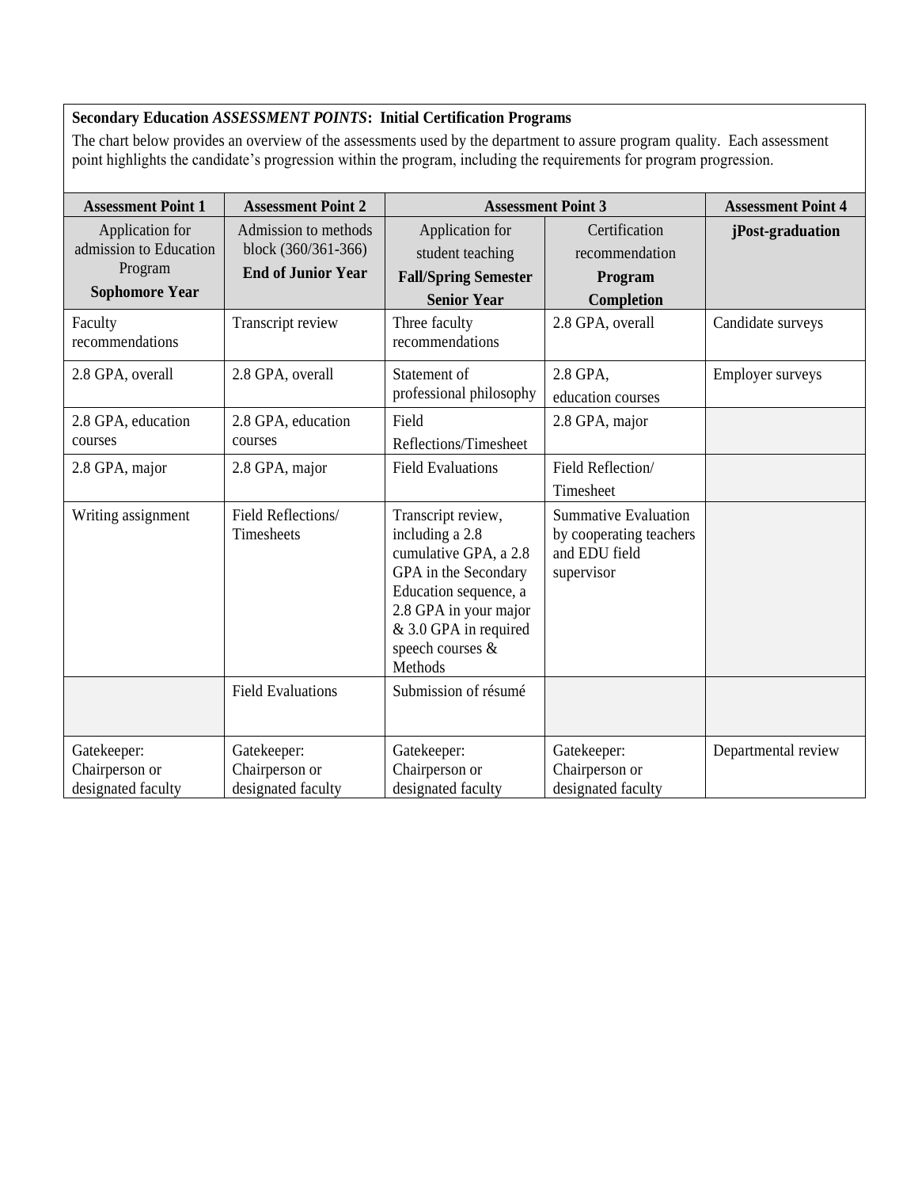**Secondary Education *ASSESSMENT POINTS*: Initial Certification Programs**

The chart below provides an overview of the assessments used by the department to assure program quality. Each assessment point highlights the candidate's progression within the program, including the requirements for program progression.

| Assessment Point 1 | Assessment Point 2 | Assessment Point 3 | | Assessment Point 4 |
|---|---|---|---|---|
| Application for admission to Education Program **Sophomore Year** | Admission to methods block (360/361-366) **End of Junior Year** | Application for student teaching **Fall/Spring Semester Senior Year** | Certification recommendation **Program Completion** | **jPost-graduation** |
| Faculty recommendations | Transcript review | Three faculty recommendations | 2.8 GPA, overall | Candidate surveys |
| 2.8 GPA, overall | 2.8 GPA, overall | Statement of professional philosophy | 2.8 GPA, education courses | Employer surveys |
| 2.8 GPA, education courses | 2.8 GPA, education courses | Field Reflections/Timesheet | 2.8 GPA, major | |
| 2.8 GPA, major | 2.8 GPA, major | Field Evaluations | Field Reflection/ Timesheet | |
| Writing assignment | Field Reflections/ Timesheets | Transcript review, including a 2.8 cumulative GPA, a 2.8 GPA in the Secondary Education sequence, a 2.8 GPA in your major & 3.0 GPA in required speech courses & Methods | Summative Evaluation by cooperating teachers and EDU field supervisor | |
| | Field Evaluations | Submission of résumé | | |
| Gatekeeper: Chairperson or designated faculty | Gatekeeper: Chairperson or designated faculty | Gatekeeper: Chairperson or designated faculty | Gatekeeper: Chairperson or designated faculty | Departmental review |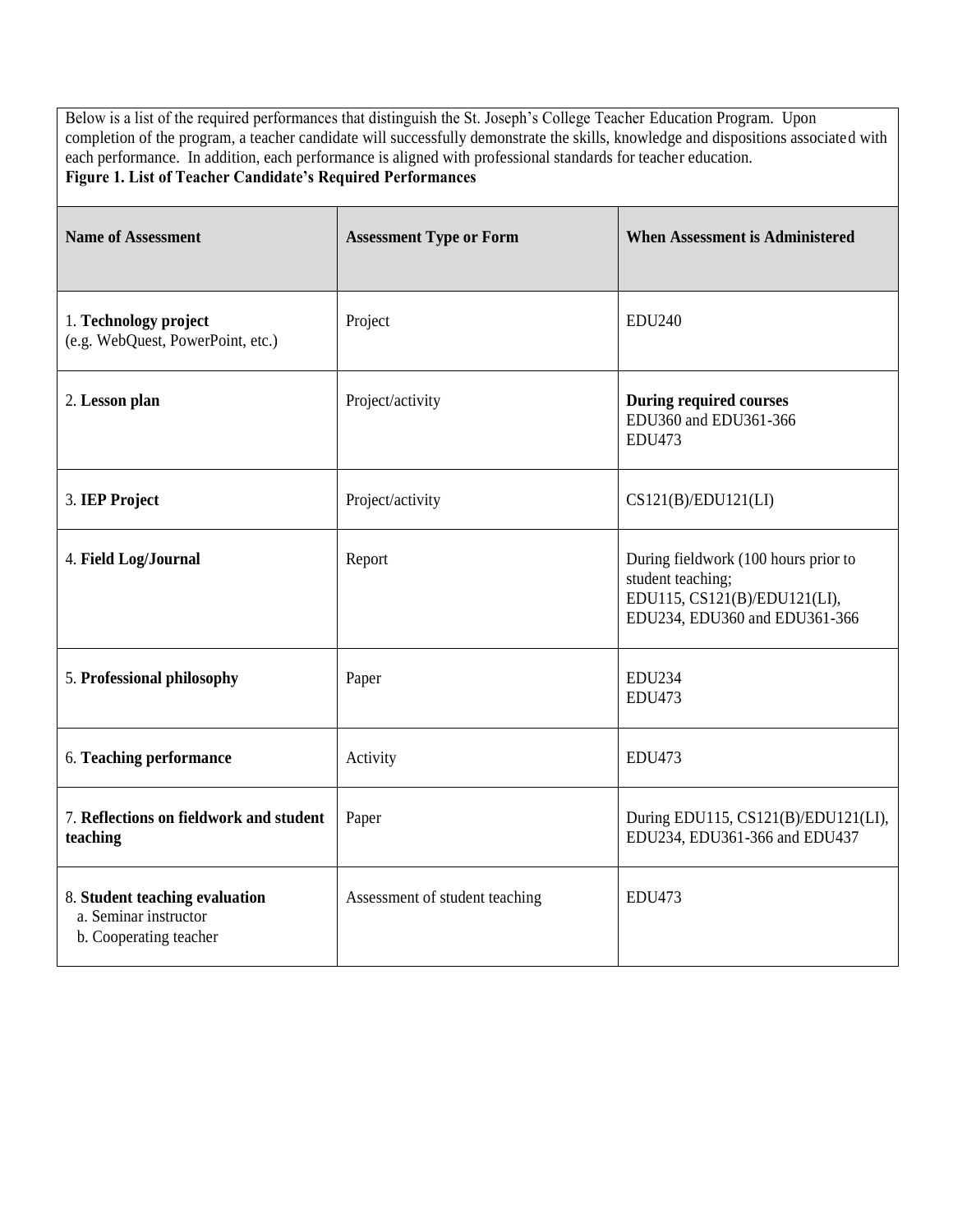Below is a list of the required performances that distinguish the St. Joseph's College Teacher Education Program. Upon completion of the program, a teacher candidate will successfully demonstrate the skills, knowledge and dispositions associated with each performance. In addition, each performance is aligned with professional standards for teacher education.

**Figure 1. List of Teacher Candidate's Required Performances**

| Name of Assessment | Assessment Type or Form | When Assessment is Administered |
|---|---|---|
| 1. **Technology project** (e.g. WebQuest, PowerPoint, etc.) | Project | EDU240 |
| 2. **Lesson plan** | Project/activity | **During required courses** EDU360 and EDU361-366 EDU473 |
| 3. **IEP Project** | Project/activity | CS121(B)/EDU121(LI) |
| 4. **Field Log/Journal** | Report | During fieldwork (100 hours prior to student teaching; EDU115, CS121(B)/EDU121(LI), EDU234, EDU360 and EDU361-366 |
| 5. **Professional philosophy** | Paper | EDU234 EDU473 |
| 6. **Teaching performance** | Activity | EDU473 |
| 7. **Reflections on fieldwork and student teaching** | Paper | During EDU115, CS121(B)/EDU121(LI), EDU234, EDU361-366 and EDU437 |
| 8. **Student teaching evaluation** a. Seminar instructor b. Cooperating teacher | Assessment of student teaching | EDU473 |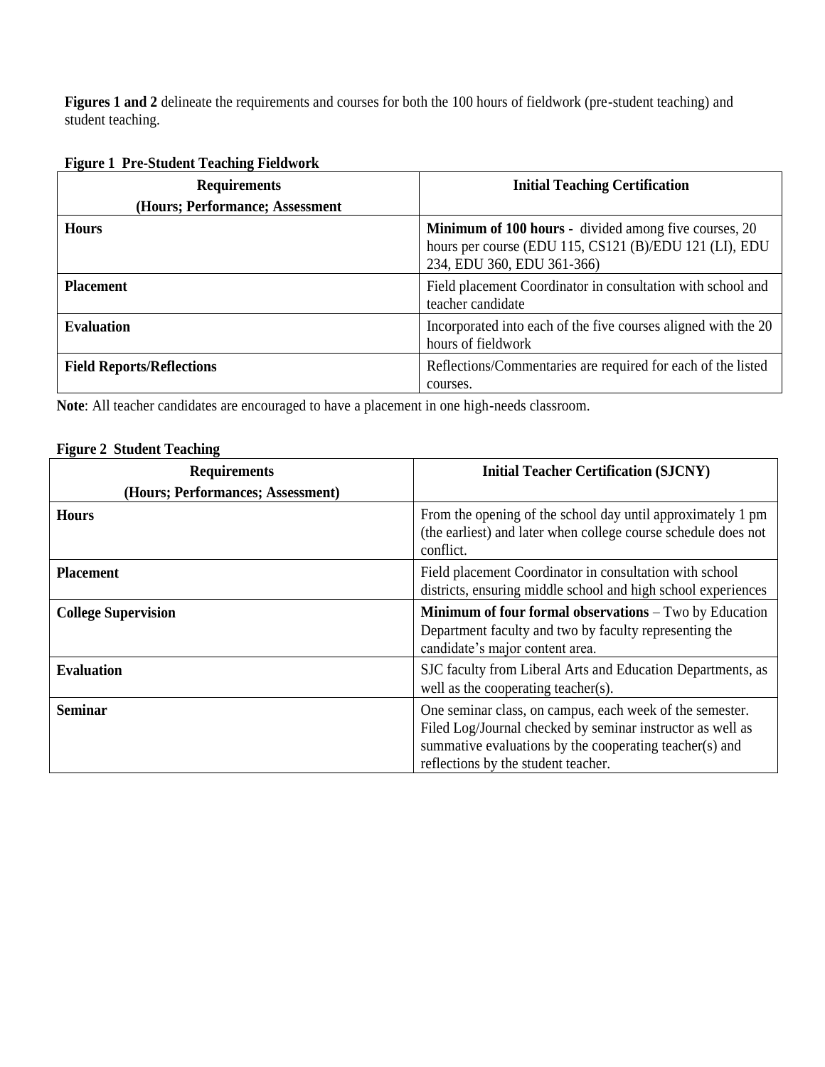**Figures 1 and 2** delineate the requirements and courses for both the 100 hours of fieldwork (pre-student teaching) and student teaching.

**Figure 1 Pre-Student Teaching Fieldwork**

| **Requirements (Hours; Performance; Assessment** | **Initial Teaching Certification** |
|---|---|
| **Hours** | **Minimum of 100 hours -** divided among five courses, 20 hours per course (EDU 115, CS121 (B)/EDU 121 (LI), EDU 234, EDU 360, EDU 361-366) |
| **Placement** | Field placement Coordinator in consultation with school and teacher candidate |
| **Evaluation** | Incorporated into each of the five courses aligned with the 20 hours of fieldwork |
| **Field Reports/Reflections** | Reflections/Commentaries are required for each of the listed courses. |

**Note**: All teacher candidates are encouraged to have a placement in one high-needs classroom.

**Figure 2 Student Teaching**

| **Requirements (Hours; Performances; Assessment)** | **Initial Teacher Certification (SJCNY)** |
|---|---|
| **Hours** | From the opening of the school day until approximately 1 pm (the earliest) and later when college course schedule does not conflict. |
| **Placement** | Field placement Coordinator in consultation with school districts, ensuring middle school and high school experiences |
| **College Supervision** | **Minimum of four formal observations** – Two by Education Department faculty and two by faculty representing the candidate's major content area. |
| **Evaluation** | SJC faculty from Liberal Arts and Education Departments, as well as the cooperating teacher(s). |
| **Seminar** | One seminar class, on campus, each week of the semester. Filed Log/Journal checked by seminar instructor as well as summative evaluations by the cooperating teacher(s) and reflections by the student teacher. |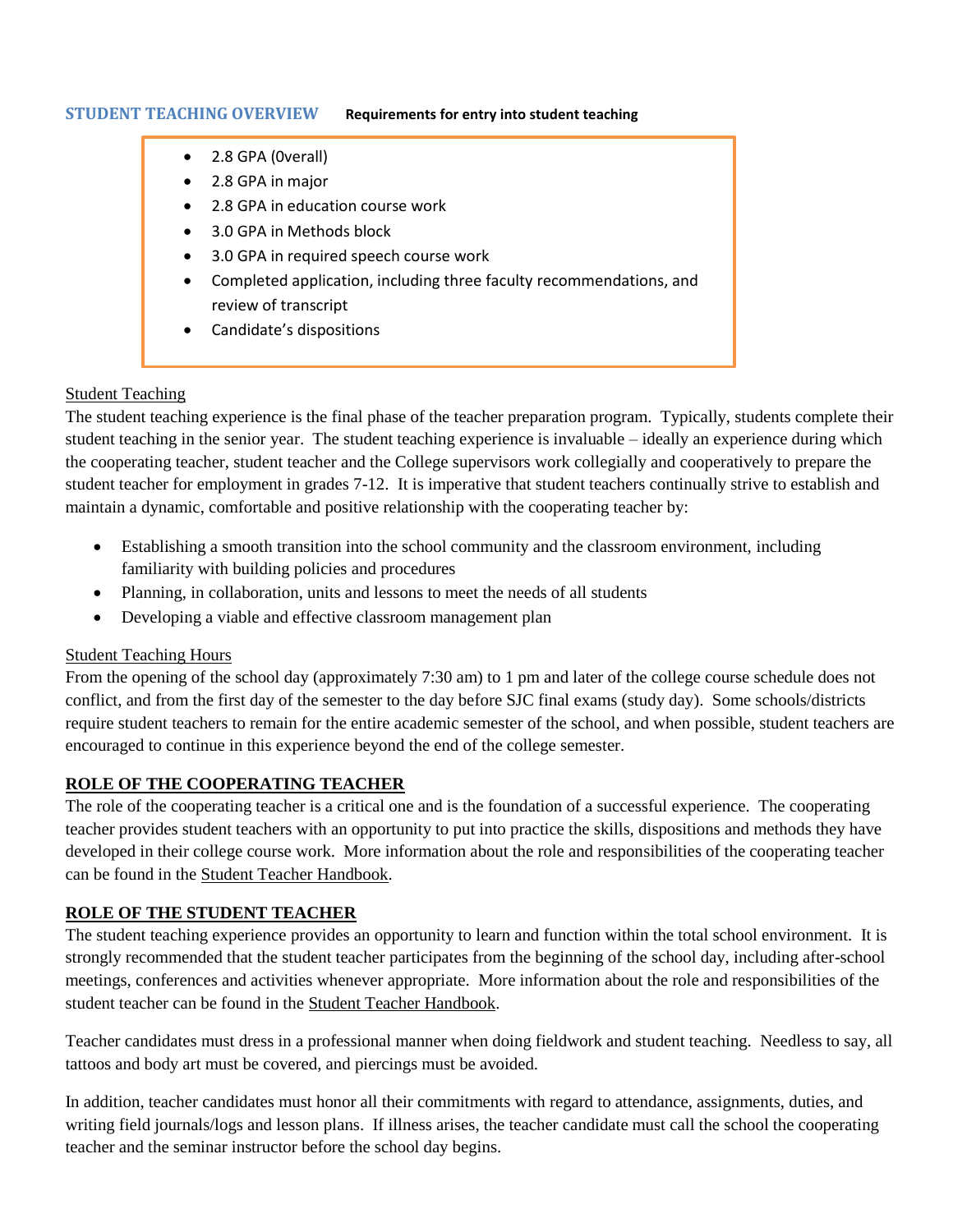## STUDENT TEACHING OVERVIEW

**Requirements for entry into student teaching**

- 2.8 GPA (0verall)
- 2.8 GPA in major
- 2.8 GPA in education course work
- 3.0 GPA in Methods block
- 3.0 GPA in required speech course work
- Completed application, including three faculty recommendations, and review of transcript
- Candidate's dispositions

### Student Teaching

The student teaching experience is the final phase of the teacher preparation program. Typically, students complete their student teaching in the senior year. The student teaching experience is invaluable – ideally an experience during which the cooperating teacher, student teacher and the College supervisors work collegially and cooperatively to prepare the student teacher for employment in grades 7-12. It is imperative that student teachers continually strive to establish and maintain a dynamic, comfortable and positive relationship with the cooperating teacher by:

- Establishing a smooth transition into the school community and the classroom environment, including familiarity with building policies and procedures
- Planning, in collaboration, units and lessons to meet the needs of all students
- Developing a viable and effective classroom management plan

### Student Teaching Hours

From the opening of the school day (approximately 7:30 am) to 1 pm and later of the college course schedule does not conflict, and from the first day of the semester to the day before SJC final exams (study day). Some schools/districts require student teachers to remain for the entire academic semester of the school, and when possible, student teachers are encouraged to continue in this experience beyond the end of the college semester.

## ROLE OF THE COOPERATING TEACHER

The role of the cooperating teacher is a critical one and is the foundation of a successful experience. The cooperating teacher provides student teachers with an opportunity to put into practice the skills, dispositions and methods they have developed in their college course work. More information about the role and responsibilities of the cooperating teacher can be found in the Student Teacher Handbook.

## ROLE OF THE STUDENT TEACHER

The student teaching experience provides an opportunity to learn and function within the total school environment. It is strongly recommended that the student teacher participates from the beginning of the school day, including after-school meetings, conferences and activities whenever appropriate. More information about the role and responsibilities of the student teacher can be found in the Student Teacher Handbook.

Teacher candidates must dress in a professional manner when doing fieldwork and student teaching. Needless to say, all tattoos and body art must be covered, and piercings must be avoided.

In addition, teacher candidates must honor all their commitments with regard to attendance, assignments, duties, and writing field journals/logs and lesson plans. If illness arises, the teacher candidate must call the school the cooperating teacher and the seminar instructor before the school day begins.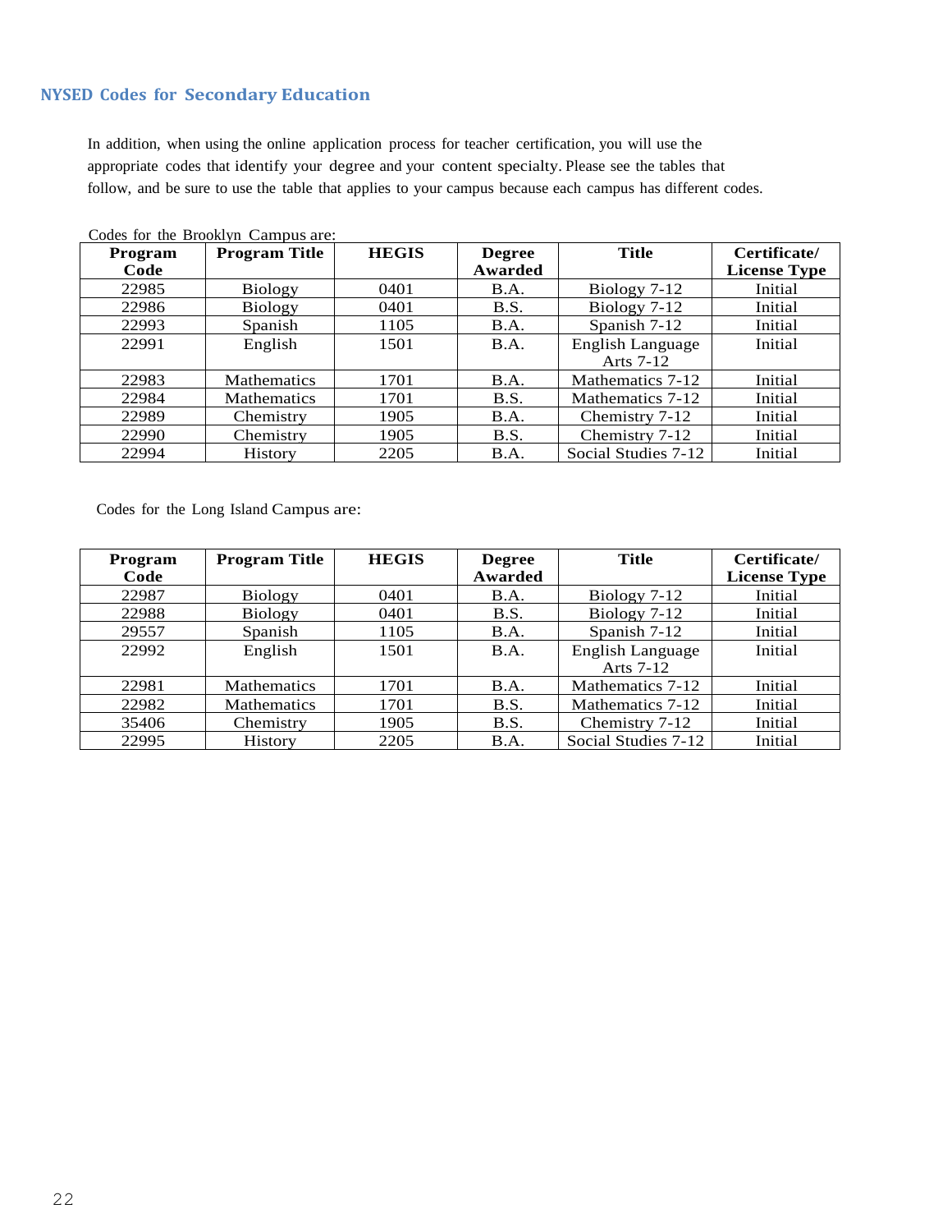## NYSED Codes for Secondary Education

In addition, when using the online application process for teacher certification, you will use the appropriate codes that identify your degree and your content specialty. Please see the tables that follow, and be sure to use the table that applies to your campus because each campus has different codes.

Codes for the Brooklyn Campus are:

| Program Code | Program Title | HEGIS | Degree Awarded | Title | Certificate/ License Type |
|---|---|---|---|---|---|
| 22985 | Biology | 0401 | B.A. | Biology 7-12 | Initial |
| 22986 | Biology | 0401 | B.S. | Biology 7-12 | Initial |
| 22993 | Spanish | 1105 | B.A. | Spanish 7-12 | Initial |
| 22991 | English | 1501 | B.A. | English Language Arts 7-12 | Initial |
| 22983 | Mathematics | 1701 | B.A. | Mathematics 7-12 | Initial |
| 22984 | Mathematics | 1701 | B.S. | Mathematics 7-12 | Initial |
| 22989 | Chemistry | 1905 | B.A. | Chemistry 7-12 | Initial |
| 22990 | Chemistry | 1905 | B.S. | Chemistry 7-12 | Initial |
| 22994 | History | 2205 | B.A. | Social Studies 7-12 | Initial |

Codes for the Long Island Campus are:

| Program Code | Program Title | HEGIS | Degree Awarded | Title | Certificate/ License Type |
|---|---|---|---|---|---|
| 22987 | Biology | 0401 | B.A. | Biology 7-12 | Initial |
| 22988 | Biology | 0401 | B.S. | Biology 7-12 | Initial |
| 29557 | Spanish | 1105 | B.A. | Spanish 7-12 | Initial |
| 22992 | English | 1501 | B.A. | English Language Arts 7-12 | Initial |
| 22981 | Mathematics | 1701 | B.A. | Mathematics 7-12 | Initial |
| 22982 | Mathematics | 1701 | B.S. | Mathematics 7-12 | Initial |
| 35406 | Chemistry | 1905 | B.S. | Chemistry 7-12 | Initial |
| 22995 | History | 2205 | B.A. | Social Studies 7-12 | Initial |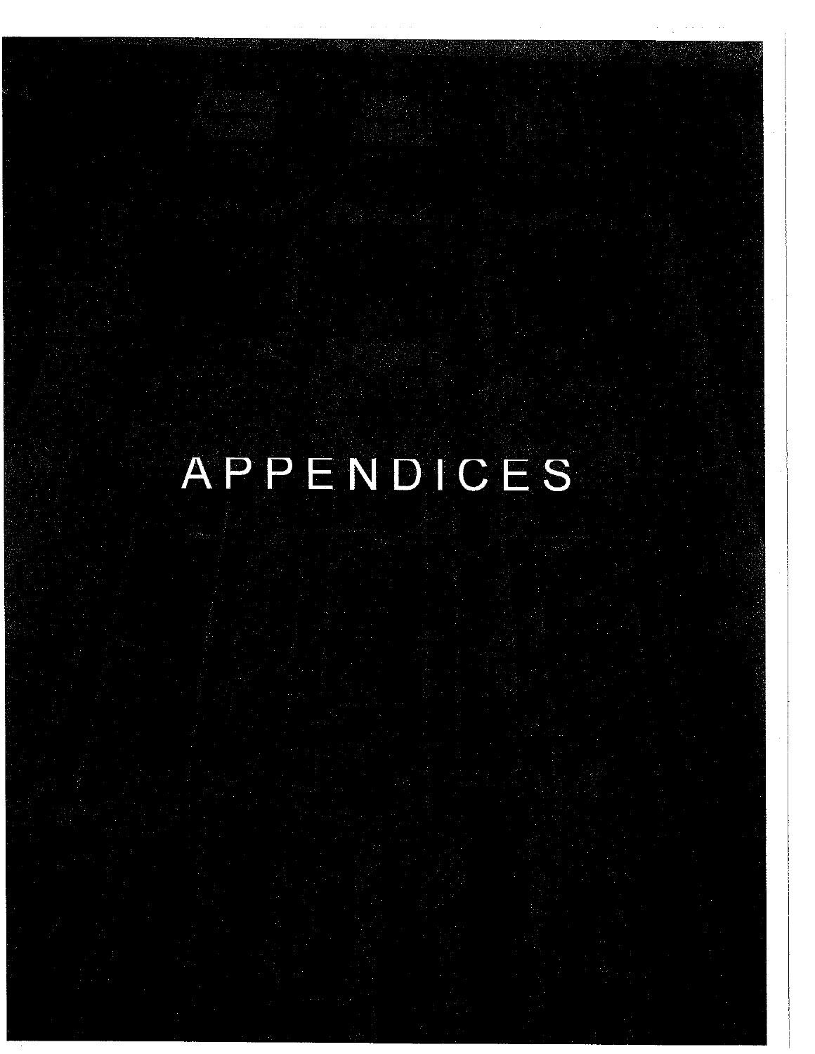# APPENDICES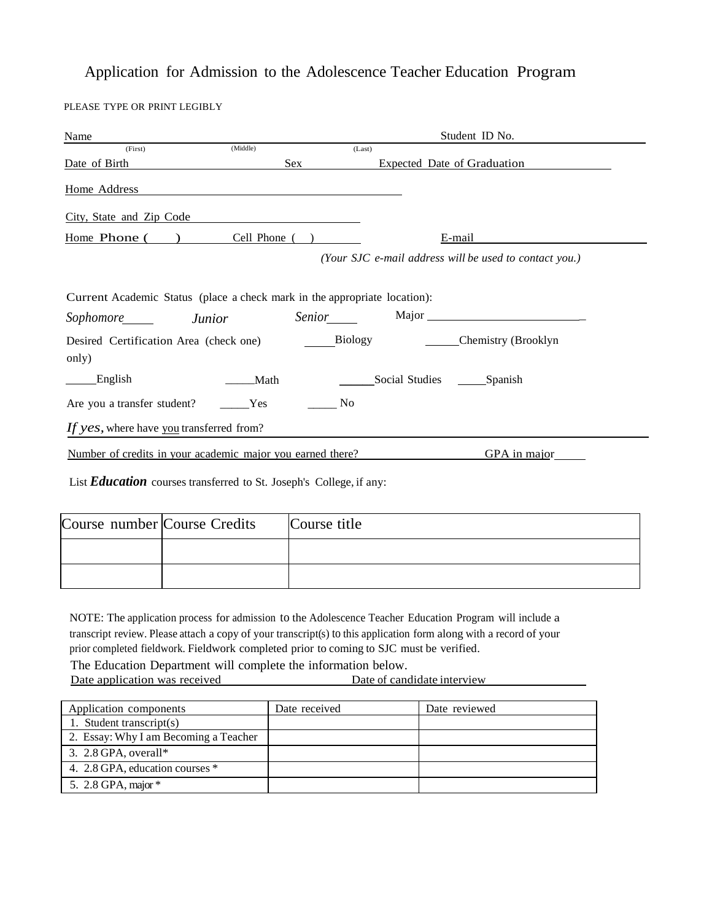# Application for Admission to the Adolescence Teacher Education Program

PLEASE TYPE OR PRINT LEGIBLY

Name ______________________________________________ Student ID No. ______________
(First) (Middle) (Last)

Date of Birth ______________ Sex ______________ Expected Date of Graduation ______________

Home Address ______________________________________________

City, State and Zip Code ______________________________

Home Phone ( ) ______________ Cell Phone ( ) ______________ E-mail ______________________________

*(Your SJC e-mail address will be used to contact you.)*

Current Academic Status (place a check mark in the appropriate location):

*Sophomore*_____ *Junior* *Senior*_____ Major ______________________________

Desired Certification Area (check one) _____Biology _____Chemistry (Brooklyn only)

_____English _____Math _____Social Studies _____Spanish

Are you a transfer student? _____Yes _____ No

*If yes*, where have you transferred from? ______________________________________________

Number of credits in your academic major you earned there? ______________ GPA in major_____

List ***Education*** courses transferred to St. Joseph's College, if any:

| Course number | Course Credits | Course title |
|---|---|---|
| | | |
| | | |

NOTE: The application process for admission to the Adolescence Teacher Education Program will include a transcript review. Please attach a copy of your transcript(s) to this application form along with a record of your prior completed fieldwork. Fieldwork completed prior to coming to SJC must be verified.

The Education Department will complete the information below.

Date application was received ______________________ Date of candidate interview ______________________

| Application components | Date received | Date reviewed |
|---|---|---|
| 1. Student transcript(s) | | |
| 2. Essay: Why I am Becoming a Teacher | | |
| 3. 2.8 GPA, overall* | | |
| 4. 2.8 GPA, education courses * | | |
| 5. 2.8 GPA, major * | | |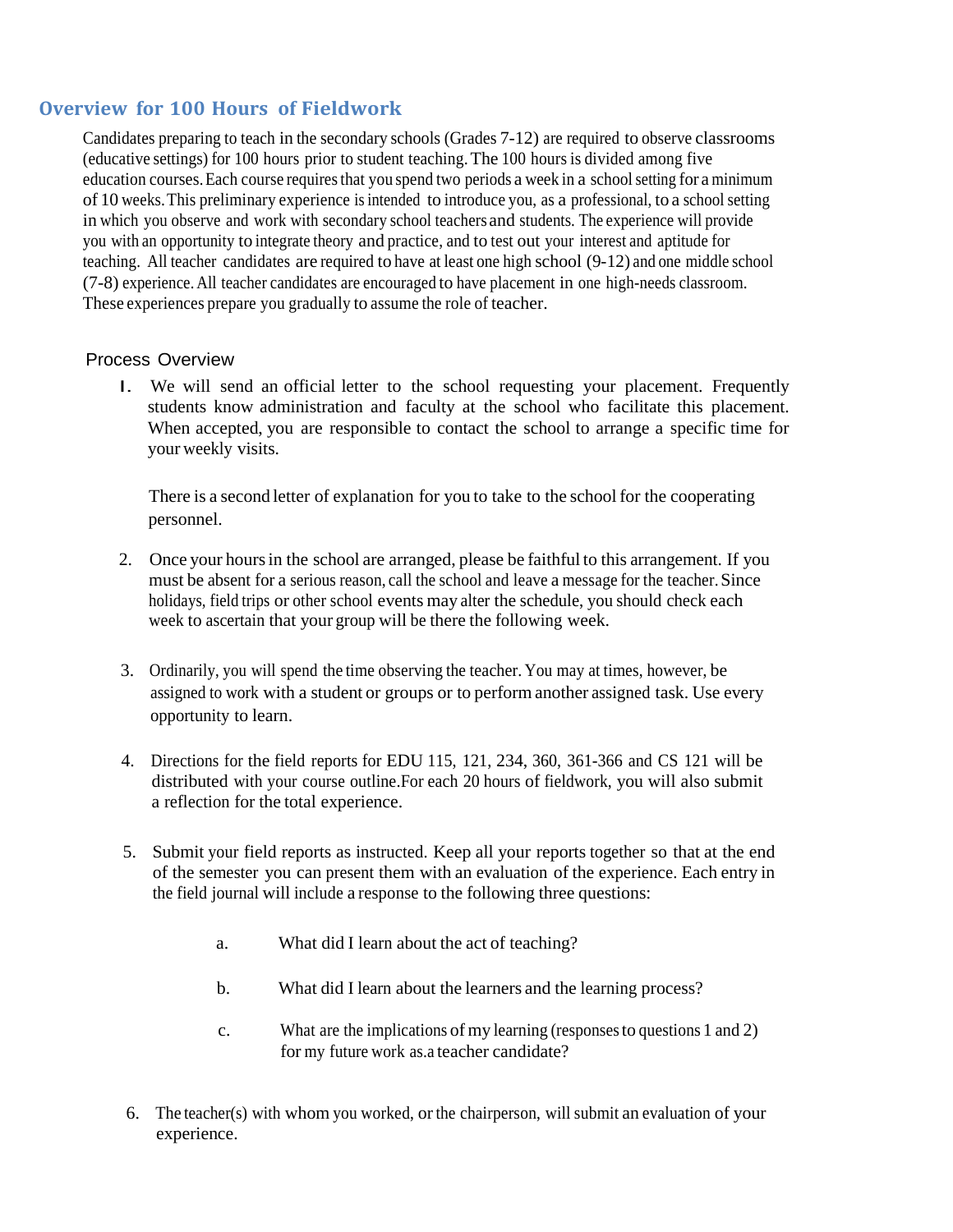## Overview for 100 Hours of Fieldwork

Candidates preparing to teach in the secondary schools (Grades 7-12) are required to observe classrooms (educative settings) for 100 hours prior to student teaching. The 100 hours is divided among five education courses. Each course requires that you spend two periods a week in a school setting for a minimum of 10 weeks. This preliminary experience is intended to introduce you, as a professional, to a school setting in which you observe and work with secondary school teachers and students. The experience will provide you with an opportunity to integrate theory and practice, and to test out your interest and aptitude for teaching. All teacher candidates are required to have at least one high school (9-12) and one middle school (7-8) experience. All teacher candidates are encouraged to have placement in one high-needs classroom. These experiences prepare you gradually to assume the role of teacher.

### Process Overview

1. We will send an official letter to the school requesting your placement. Frequently students know administration and faculty at the school who facilitate this placement. When accepted, you are responsible to contact the school to arrange a specific time for your weekly visits.

   There is a second letter of explanation for you to take to the school for the cooperating personnel.

2. Once your hours in the school are arranged, please be faithful to this arrangement. If you must be absent for a serious reason, call the school and leave a message for the teacher. Since holidays, field trips or other school events may alter the schedule, you should check each week to ascertain that your group will be there the following week.

3. Ordinarily, you will spend the time observing the teacher. You may at times, however, be assigned to work with a student or groups or to perform another assigned task. Use every opportunity to learn.

4. Directions for the field reports for EDU 115, 121, 234, 360, 361-366 and CS 121 will be distributed with your course outline.For each 20 hours of fieldwork, you will also submit a reflection for the total experience.

5. Submit your field reports as instructed. Keep all your reports together so that at the end of the semester you can present them with an evaluation of the experience. Each entry in the field journal will include a response to the following three questions:

   a. What did I learn about the act of teaching?

   b. What did I learn about the learners and the learning process?

   c. What are the implications of my learning (responses to questions 1 and 2) for my future work as.a teacher candidate?

6. The teacher(s) with whom you worked, or the chairperson, will submit an evaluation of your experience.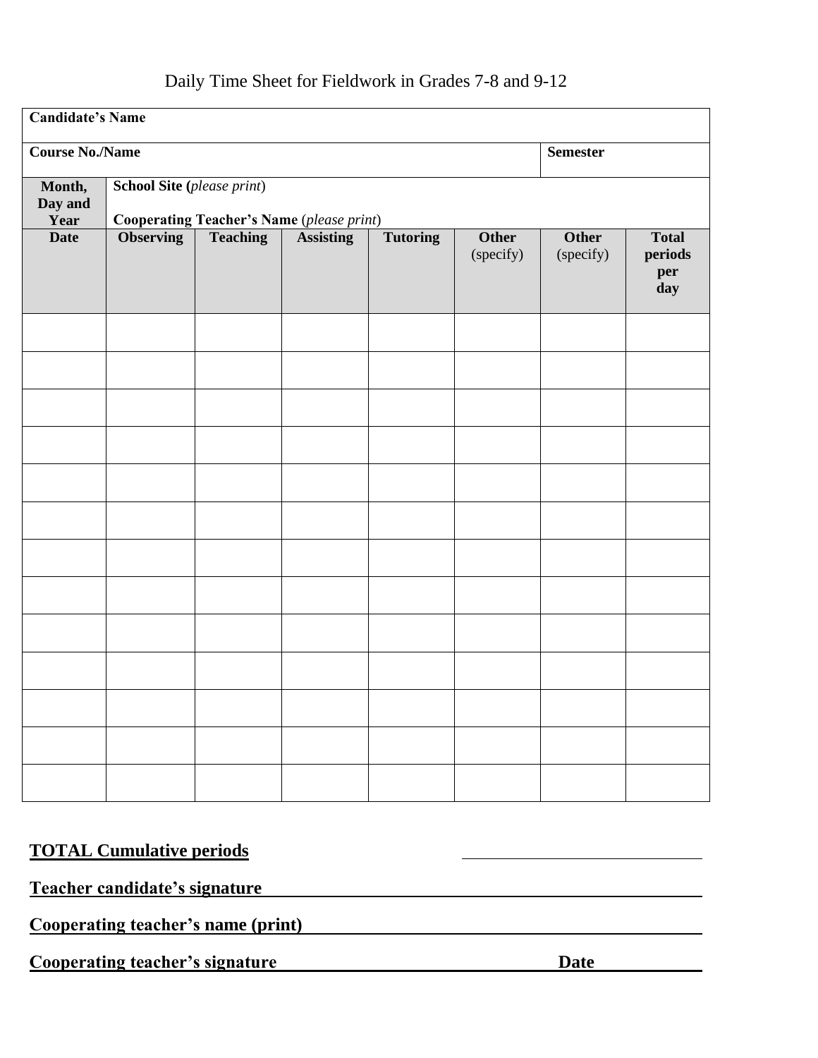# Daily Time Sheet for Fieldwork in Grades 7-8 and 9-12

| **Candidate's Name** | | | | | | | |
|---|---|---|---|---|---|---|---|
| **Course No./Name** | | | | | | **Semester** | |
| **Month, Day and Year** | **School Site (***please print***)**<br><br>**Cooperating Teacher's Name** (*please print*) | | | | | | |
| **Date** | **Observing** | **Teaching** | **Assisting** | **Tutoring** | **Other** (specify) | **Other** (specify) | **Total periods per day** |
| | | | | | | | |
| | | | | | | | |
| | | | | | | | |
| | | | | | | | |
| | | | | | | | |
| | | | | | | | |
| | | | | | | | |
| | | | | | | | |
| | | | | | | | |
| | | | | | | | |
| | | | | | | | |
| | | | | | | | |
| | | | | | | | |

**TOTAL Cumulative periods** ______________________

**Teacher candidate's signature** ______________________________________________

**Cooperating teacher's name (print)** __________________________________________

**Cooperating teacher's signature** ______________________________ **Date** __________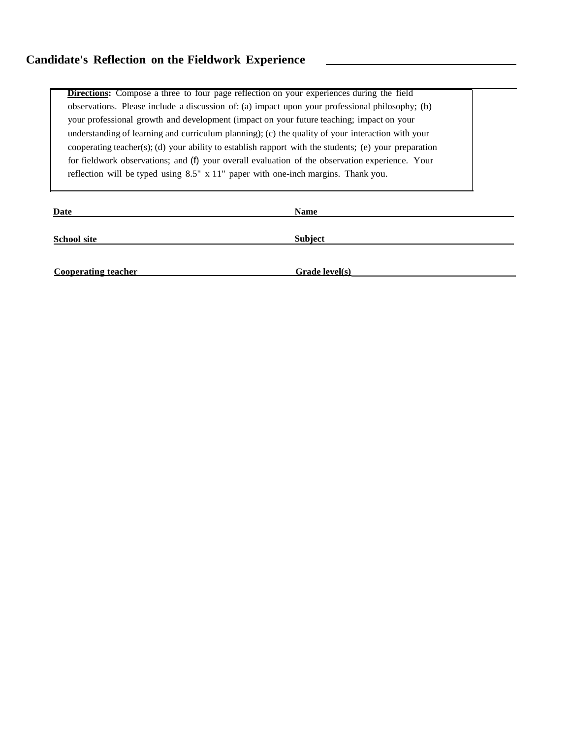# Candidate's Reflection on the Fieldwork Experience

**Directions:** Compose a three to four page reflection on your experiences during the field observations. Please include a discussion of: (a) impact upon your professional philosophy; (b) your professional growth and development (impact on your future teaching; impact on your understanding of learning and curriculum planning); (c) the quality of your interaction with your cooperating teacher(s); (d) your ability to establish rapport with the students; (e) your preparation for fieldwork observations; and (f) your overall evaluation of the observation experience. Your reflection will be typed using 8.5" x 11" paper with one-inch margins. Thank you.

**Date** ______________________ **Name** ______________________

**School site** ______________________ **Subject** ______________________

**Cooperating teacher** ______________________ **Grade level(s)** ______________________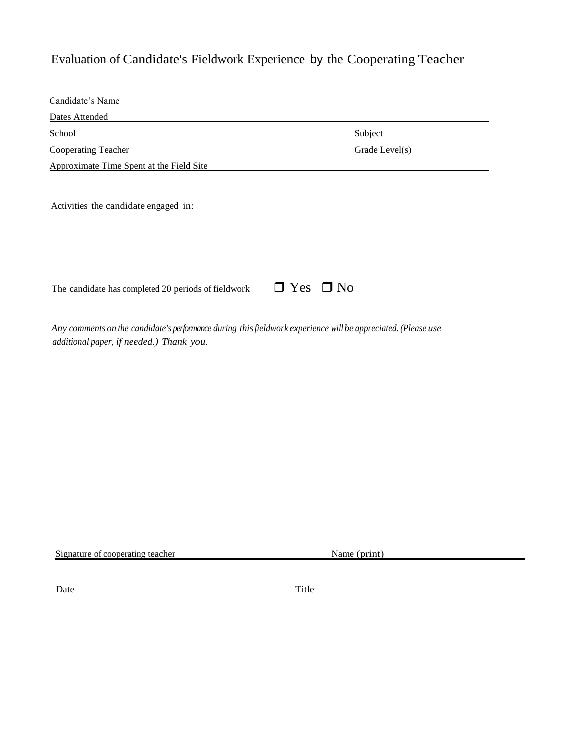# Evaluation of Candidate's Fieldwork Experience by the Cooperating Teacher

Candidate's Name ______________________________________________

Dates Attended ______________________________________________

School ______________________________ Subject ______________

Cooperating Teacher ______________________________ Grade Level(s) ______________

Approximate Time Spent at the Field Site ______________________________

Activities the candidate engaged in:

The candidate has completed 20 periods of fieldwork ☐ Yes ☐ No

*Any comments on the candidate's performance during this fieldwork experience will be appreciated. (Please use additional paper, if needed.) Thank you.*

Signature of cooperating teacher ______________________ Name (print) ______________________

Date ______________________ Title ______________________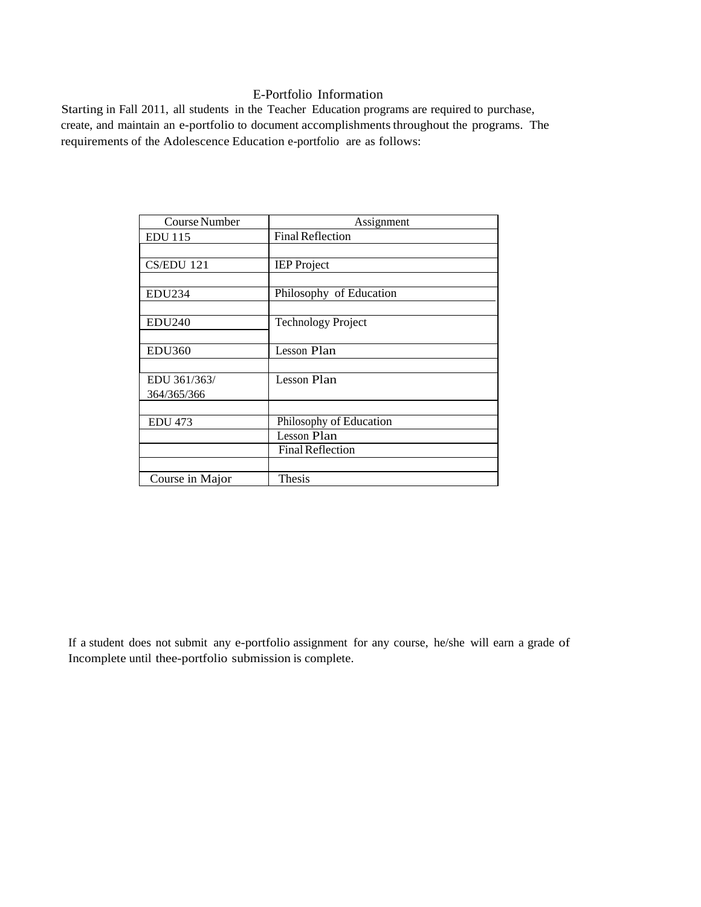# E-Portfolio Information

Starting in Fall 2011, all students in the Teacher Education programs are required to purchase, create, and maintain an e-portfolio to document accomplishments throughout the programs. The requirements of the Adolescence Education e-portfolio are as follows:

| Course Number | Assignment |
|---|---|
| EDU 115 | Final Reflection |
| | |
| CS/EDU 121 | IEP Project |
| | |
| EDU234 | Philosophy of Education |
| | |
| EDU240 | Technology Project |
| | |
| EDU360 | Lesson Plan |
| | |
| EDU 361/363/ 364/365/366 | Lesson Plan |
| | |
| EDU 473 | Philosophy of Education |
| | Lesson Plan |
| | Final Reflection |
| | |
| Course in Major | Thesis |

If a student does not submit any e-portfolio assignment for any course, he/she will earn a grade of Incomplete until thee-portfolio submission is complete.